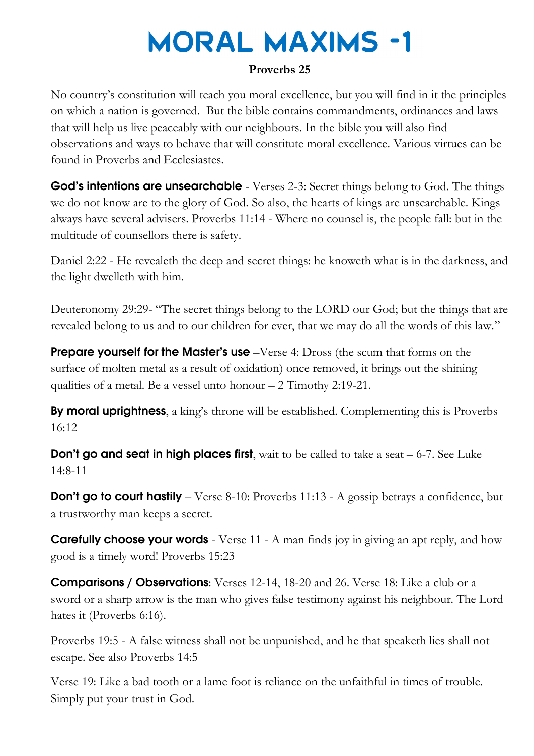# MORAL MAXIMS -1

**Proverbs 25**

No country's constitution will teach you moral excellence, but you will find in it the principles on which a nation is governed. But the bible contains commandments, ordinances and laws that will help us live peaceably with our neighbours. In the bible you will also find observations and ways to behave that will constitute moral excellence. Various virtues can be found in Proverbs and Ecclesiastes.

**God's intentions are unsearchable** - Verses 2-3: Secret things belong to God. The things we do not know are to the glory of God. So also, the hearts of kings are unsearchable. Kings always have several advisers. Proverbs 11:14 - Where no counsel is, the people fall: but in the multitude of counsellors there is safety.

Daniel 2:22 - He revealeth the deep and secret things: he knoweth what is in the darkness, and the light dwelleth with him.

Deuteronomy 29:29- "The secret things belong to the LORD our God; but the things that are revealed belong to us and to our children for ever, that we may do all the words of this law."

**Prepare yourself for the Master's use** –Verse 4: Dross (the scum that forms on the surface of molten metal as a result of oxidation) once removed, it brings out the shining qualities of a metal. Be a vessel unto honour – 2 Timothy 2:19-21.

**By moral uprightness**, a king's throne will be established. Complementing this is Proverbs 16:12

**Don't go and seat in high places first**, wait to be called to take a seat – 6-7. See Luke 14:8-11

**Don't go to court hastily** – Verse 8-10: Proverbs 11:13 - A gossip betrays a confidence, but a trustworthy man keeps a secret.

**Carefully choose your words** - Verse 11 - A man finds joy in giving an apt reply, and how good is a timely word! Proverbs 15:23

**Comparisons / Observations**: Verses 12-14, 18-20 and 26. Verse 18: Like a club or a sword or a sharp arrow is the man who gives false testimony against his neighbour. The Lord hates it (Proverbs 6:16).

Proverbs 19:5 - A false witness shall not be unpunished, and he that speaketh lies shall not escape. See also Proverbs 14:5

Verse 19: Like a bad tooth or a lame foot is reliance on the unfaithful in times of trouble. Simply put your trust in God.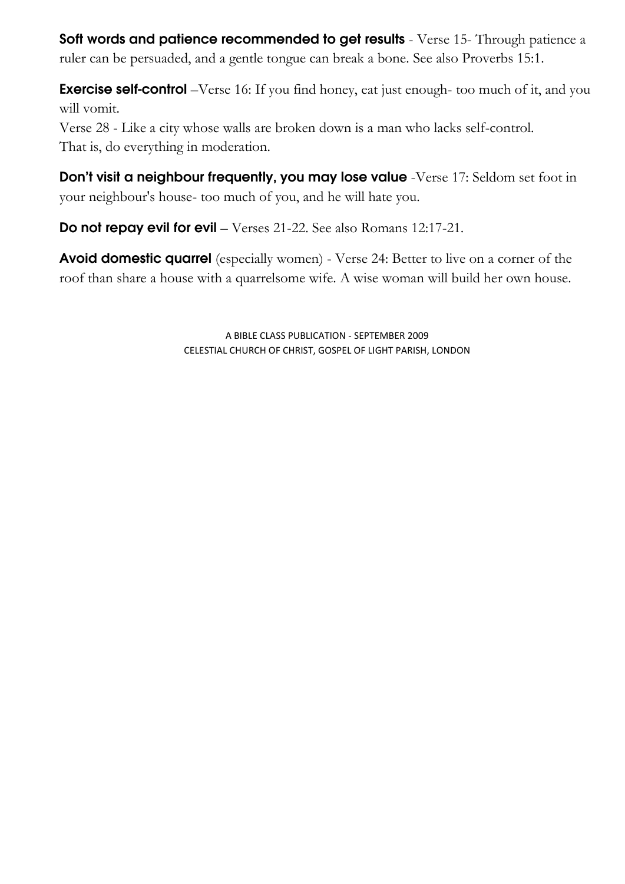**Soft words and patience recommended to get results** - Verse 15- Through patience a ruler can be persuaded, and a gentle tongue can break a bone. See also Proverbs 15:1.

**Exercise self-control** –Verse 16: If you find honey, eat just enough- too much of it, and you will vomit.
Verse 28 - Like a city whose walls are broken down is a man who lacks self-control.
That is, do everything in moderation.

**Don't visit a neighbour frequently, you may lose value** -Verse 17: Seldom set foot in your neighbour's house- too much of you, and he will hate you.

**Do not repay evil for evil** – Verses 21-22. See also Romans 12:17-21.

**Avoid domestic quarrel** (especially women) - Verse 24: Better to live on a corner of the roof than share a house with a quarrelsome wife. A wise woman will build her own house.

A BIBLE CLASS PUBLICATION - SEPTEMBER 2009
CELESTIAL CHURCH OF CHRIST, GOSPEL OF LIGHT PARISH, LONDON